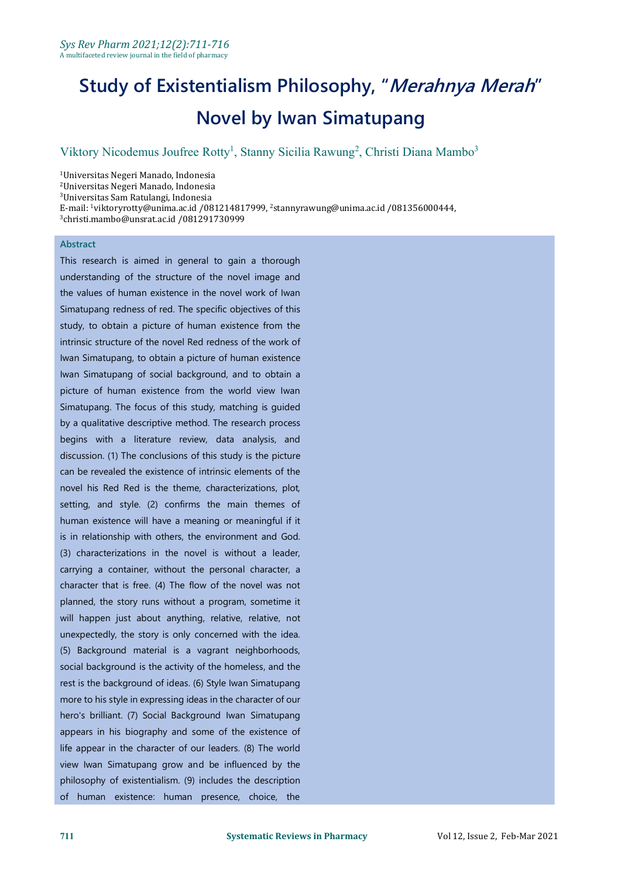# Study of Existentialism Philosophy, "*Merahnya Merah*" Novel by Iwan Simatupang

Viktory Nicodemus Joufree Rotty[1], Stanny Sicilia Rawung[2], Christi Diana Mambo[3]

[1]Universitas Negeri Manado, Indonesia
[2]Universitas Negeri Manado, Indonesia
[3]Universitas Sam Ratulangi, Indonesia
E-mail: [1]viktoryrotty@unima.ac.id /081214817999, [2]stannyrawung@unima.ac.id /081356000444, [3]christi.mambo@unsrat.ac.id /081291730999

## Abstract

This research is aimed in general to gain a thorough understanding of the structure of the novel image and the values of human existence in the novel work of Iwan Simatupang redness of red. The specific objectives of this study, to obtain a picture of human existence from the intrinsic structure of the novel Red redness of the work of Iwan Simatupang, to obtain a picture of human existence Iwan Simatupang of social background, and to obtain a picture of human existence from the world view Iwan Simatupang. The focus of this study, matching is guided by a qualitative descriptive method. The research process begins with a literature review, data analysis, and discussion. (1) The conclusions of this study is the picture can be revealed the existence of intrinsic elements of the novel his Red Red is the theme, characterizations, plot, setting, and style. (2) confirms the main themes of human existence will have a meaning or meaningful if it is in relationship with others, the environment and God. (3) characterizations in the novel is without a leader, carrying a container, without the personal character, a character that is free. (4) The flow of the novel was not planned, the story runs without a program, sometime it will happen just about anything, relative, relative, not unexpectedly, the story is only concerned with the idea. (5) Background material is a vagrant neighborhoods, social background is the activity of the homeless, and the rest is the background of ideas. (6) Style Iwan Simatupang more to his style in expressing ideas in the character of our hero's brilliant. (7) Social Background Iwan Simatupang appears in his biography and some of the existence of life appear in the character of our leaders. (8) The world view Iwan Simatupang grow and be influenced by the philosophy of existentialism. (9) includes the description of human existence: human presence, choice, the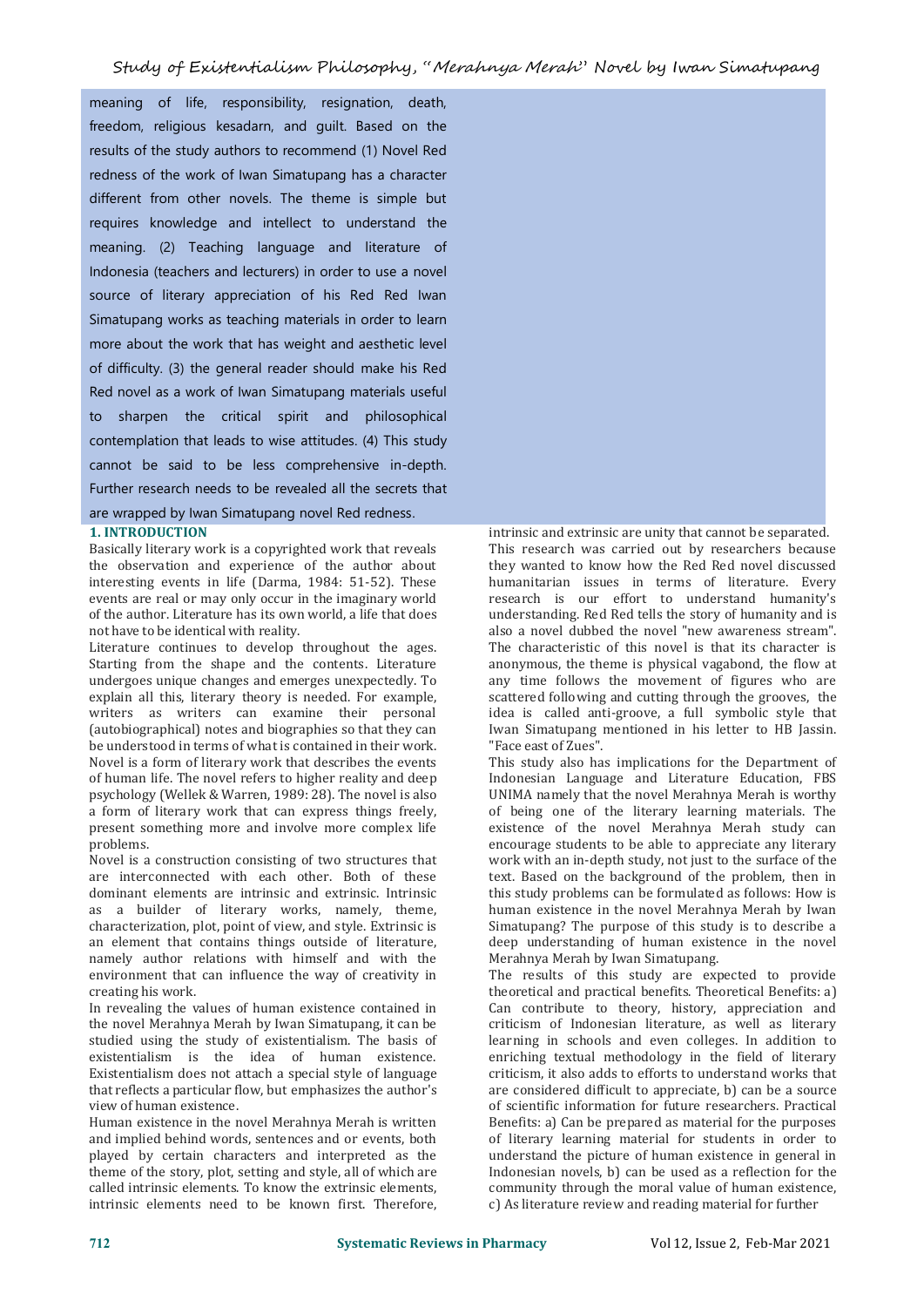meaning of life, responsibility, resignation, death, freedom, religious kesadarn, and guilt. Based on the results of the study authors to recommend (1) Novel Red redness of the work of Iwan Simatupang has a character different from other novels. The theme is simple but requires knowledge and intellect to understand the meaning. (2) Teaching language and literature of Indonesia (teachers and lecturers) in order to use a novel source of literary appreciation of his Red Red Iwan Simatupang works as teaching materials in order to learn more about the work that has weight and aesthetic level of difficulty. (3) the general reader should make his Red Red novel as a work of Iwan Simatupang materials useful to sharpen the critical spirit and philosophical contemplation that leads to wise attitudes. (4) This study cannot be said to be less comprehensive in-depth. Further research needs to be revealed all the secrets that are wrapped by Iwan Simatupang novel Red redness.

## 1. INTRODUCTION

Basically literary work is a copyrighted work that reveals the observation and experience of the author about interesting events in life (Darma, 1984: 51-52). These events are real or may only occur in the imaginary world of the author. Literature has its own world, a life that does not have to be identical with reality.

Literature continues to develop throughout the ages. Starting from the shape and the contents. Literature undergoes unique changes and emerges unexpectedly. To explain all this, literary theory is needed. For example, writers as writers can examine their personal (autobiographical) notes and biographies so that they can be understood in terms of what is contained in their work. Novel is a form of literary work that describes the events of human life. The novel refers to higher reality and deep psychology (Wellek & Warren, 1989: 28). The novel is also a form of literary work that can express things freely, present something more and involve more complex life problems.

Novel is a construction consisting of two structures that are interconnected with each other. Both of these dominant elements are intrinsic and extrinsic. Intrinsic as a builder of literary works, namely, theme, characterization, plot, point of view, and style. Extrinsic is an element that contains things outside of literature, namely author relations with himself and with the environment that can influence the way of creativity in creating his work.

In revealing the values of human existence contained in the novel Merahnya Merah by Iwan Simatupang, it can be studied using the study of existentialism. The basis of existentialism is the idea of human existence. Existentialism does not attach a special style of language that reflects a particular flow, but emphasizes the author's view of human existence.

Human existence in the novel Merahnya Merah is written and implied behind words, sentences and or events, both played by certain characters and interpreted as the theme of the story, plot, setting and style, all of which are called intrinsic elements. To know the extrinsic elements, intrinsic elements need to be known first. Therefore, intrinsic and extrinsic are unity that cannot be separated.

This research was carried out by researchers because they wanted to know how the Red Red novel discussed humanitarian issues in terms of literature. Every research is our effort to understand humanity's understanding. Red Red tells the story of humanity and is also a novel dubbed the novel "new awareness stream". The characteristic of this novel is that its character is anonymous, the theme is physical vagabond, the flow at any time follows the movement of figures who are scattered following and cutting through the grooves, the idea is called anti-groove, a full symbolic style that Iwan Simatupang mentioned in his letter to HB Jassin. "Face east of Zues".

This study also has implications for the Department of Indonesian Language and Literature Education, FBS UNIMA namely that the novel Merahnya Merah is worthy of being one of the literary learning materials. The existence of the novel Merahnya Merah study can encourage students to be able to appreciate any literary work with an in-depth study, not just to the surface of the text. Based on the background of the problem, then in this study problems can be formulated as follows: How is human existence in the novel Merahnya Merah by Iwan Simatupang? The purpose of this study is to describe a deep understanding of human existence in the novel Merahnya Merah by Iwan Simatupang.

The results of this study are expected to provide theoretical and practical benefits. Theoretical Benefits: a) Can contribute to theory, history, appreciation and criticism of Indonesian literature, as well as literary learning in schools and even colleges. In addition to enriching textual methodology in the field of literary criticism, it also adds to efforts to understand works that are considered difficult to appreciate, b) can be a source of scientific information for future researchers. Practical Benefits: a) Can be prepared as material for the purposes of literary learning material for students in order to understand the picture of human existence in general in Indonesian novels, b) can be used as a reflection for the community through the moral value of human existence, c) As literature review and reading material for further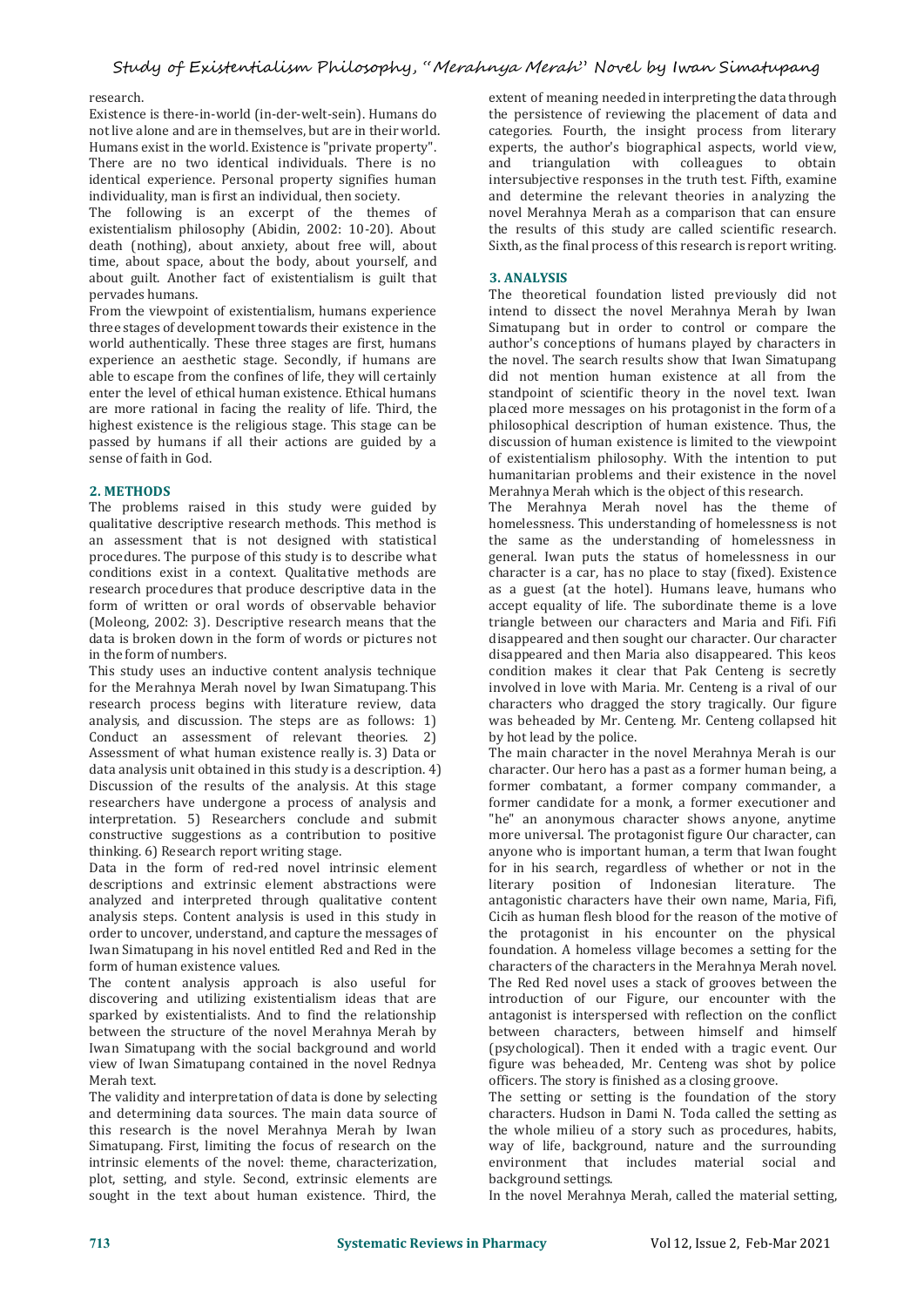research.

Existence is there-in-world (in-der-welt-sein). Humans do not live alone and are in themselves, but are in their world. Humans exist in the world. Existence is "private property". There are no two identical individuals. There is no identical experience. Personal property signifies human individuality, man is first an individual, then society.

The following is an excerpt of the themes of existentialism philosophy (Abidin, 2002: 10-20). About death (nothing), about anxiety, about free will, about time, about space, about the body, about yourself, and about guilt. Another fact of existentialism is guilt that pervades humans.

From the viewpoint of existentialism, humans experience three stages of development towards their existence in the world authentically. These three stages are first, humans experience an aesthetic stage. Secondly, if humans are able to escape from the confines of life, they will certainly enter the level of ethical human existence. Ethical humans are more rational in facing the reality of life. Third, the highest existence is the religious stage. This stage can be passed by humans if all their actions are guided by a sense of faith in God.

## 2. METHODS

The problems raised in this study were guided by qualitative descriptive research methods. This method is an assessment that is not designed with statistical procedures. The purpose of this study is to describe what conditions exist in a context. Qualitative methods are research procedures that produce descriptive data in the form of written or oral words of observable behavior (Moleong, 2002: 3). Descriptive research means that the data is broken down in the form of words or pictures not in the form of numbers.

This study uses an inductive content analysis technique for the Merahnya Merah novel by Iwan Simatupang. This research process begins with literature review, data analysis, and discussion. The steps are as follows: 1) Conduct an assessment of relevant theories. 2) Assessment of what human existence really is. 3) Data or data analysis unit obtained in this study is a description. 4) Discussion of the results of the analysis. At this stage researchers have undergone a process of analysis and interpretation. 5) Researchers conclude and submit constructive suggestions as a contribution to positive thinking. 6) Research report writing stage.

Data in the form of red-red novel intrinsic element descriptions and extrinsic element abstractions were analyzed and interpreted through qualitative content analysis steps. Content analysis is used in this study in order to uncover, understand, and capture the messages of Iwan Simatupang in his novel entitled Red and Red in the form of human existence values.

The content analysis approach is also useful for discovering and utilizing existentialism ideas that are sparked by existentialists. And to find the relationship between the structure of the novel Merahnya Merah by Iwan Simatupang with the social background and world view of Iwan Simatupang contained in the novel Rednya Merah text.

The validity and interpretation of data is done by selecting and determining data sources. The main data source of this research is the novel Merahnya Merah by Iwan Simatupang. First, limiting the focus of research on the intrinsic elements of the novel: theme, characterization, plot, setting, and style. Second, extrinsic elements are sought in the text about human existence. Third, the extent of meaning needed in interpreting the data through the persistence of reviewing the placement of data and categories. Fourth, the insight process from literary experts, the author's biographical aspects, world view, and triangulation with colleagues to obtain intersubjective responses in the truth test. Fifth, examine and determine the relevant theories in analyzing the novel Merahnya Merah as a comparison that can ensure the results of this study are called scientific research. Sixth, as the final process of this research is report writing.

## 3. ANALYSIS

The theoretical foundation listed previously did not intend to dissect the novel Merahnya Merah by Iwan Simatupang but in order to control or compare the author's conceptions of humans played by characters in the novel. The search results show that Iwan Simatupang did not mention human existence at all from the standpoint of scientific theory in the novel text. Iwan placed more messages on his protagonist in the form of a philosophical description of human existence. Thus, the discussion of human existence is limited to the viewpoint of existentialism philosophy. With the intention to put humanitarian problems and their existence in the novel Merahnya Merah which is the object of this research.

The Merahnya Merah novel has the theme of homelessness. This understanding of homelessness is not the same as the understanding of homelessness in general. Iwan puts the status of homelessness in our character is a car, has no place to stay (fixed). Existence as a guest (at the hotel). Humans leave, humans who accept equality of life. The subordinate theme is a love triangle between our characters and Maria and Fifi. Fifi disappeared and then sought our character. Our character disappeared and then Maria also disappeared. This keos condition makes it clear that Pak Centeng is secretly involved in love with Maria. Mr. Centeng is a rival of our characters who dragged the story tragically. Our figure was beheaded by Mr. Centeng. Mr. Centeng collapsed hit by hot lead by the police.

The main character in the novel Merahnya Merah is our character. Our hero has a past as a former human being, a former combatant, a former company commander, a former candidate for a monk, a former executioner and "he" an anonymous character shows anyone, anytime more universal. The protagonist figure Our character, can anyone who is important human, a term that Iwan fought for in his search, regardless of whether or not in the literary position of Indonesian literature. The antagonistic characters have their own name, Maria, Fifi, Cicih as human flesh blood for the reason of the motive of the protagonist in his encounter on the physical foundation. A homeless village becomes a setting for the characters of the characters in the Merahnya Merah novel. The Red Red novel uses a stack of grooves between the introduction of our Figure, our encounter with the antagonist is interspersed with reflection on the conflict between characters, between himself and himself (psychological). Then it ended with a tragic event. Our figure was beheaded, Mr. Centeng was shot by police officers. The story is finished as a closing groove.

The setting or setting is the foundation of the story characters. Hudson in Dami N. Toda called the setting as the whole milieu of a story such as procedures, habits, way of life, background, nature and the surrounding environment that includes material social and background settings.

In the novel Merahnya Merah, called the material setting,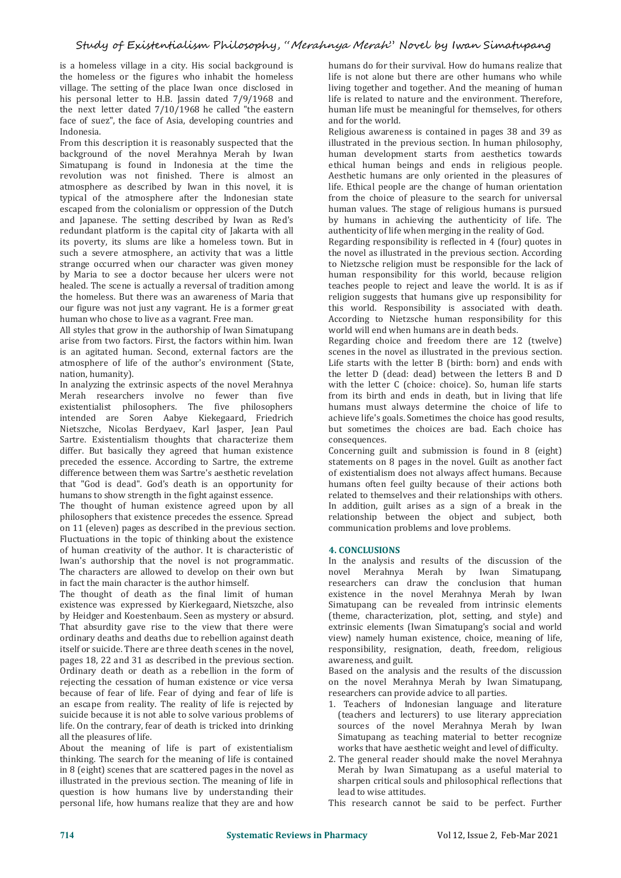is a homeless village in a city. His social background is the homeless or the figures who inhabit the homeless village. The setting of the place Iwan once disclosed in his personal letter to H.B. Jassin dated 7/9/1968 and the next letter dated 7/10/1968 he called "the eastern face of suez", the face of Asia, developing countries and Indonesia.

From this description it is reasonably suspected that the background of the novel Merahnya Merah by Iwan Simatupang is found in Indonesia at the time the revolution was not finished. There is almost an atmosphere as described by Iwan in this novel, it is typical of the atmosphere after the Indonesian state escaped from the colonialism or oppression of the Dutch and Japanese. The setting described by Iwan as Red's redundant platform is the capital city of Jakarta with all its poverty, its slums are like a homeless town. But in such a severe atmosphere, an activity that was a little strange occurred when our character was given money by Maria to see a doctor because her ulcers were not healed. The scene is actually a reversal of tradition among the homeless. But there was an awareness of Maria that our figure was not just any vagrant. He is a former great human who chose to live as a vagrant. Free man.

All styles that grow in the authorship of Iwan Simatupang arise from two factors. First, the factors within him. Iwan is an agitated human. Second, external factors are the atmosphere of life of the author's environment (State, nation, humanity).

In analyzing the extrinsic aspects of the novel Merahnya Merah researchers involve no fewer than five existentialist philosophers. The five philosophers intended are Soren Aabye Kiekegaard, Friedrich Nietszche, Nicolas Berdyaev, Karl Jasper, Jean Paul Sartre. Existentialism thoughts that characterize them differ. But basically they agreed that human existence preceded the essence. According to Sartre, the extreme difference between them was Sartre's aesthetic revelation that "God is dead". God's death is an opportunity for humans to show strength in the fight against essence.

The thought of human existence agreed upon by all philosophers that existence precedes the essence. Spread on 11 (eleven) pages as described in the previous section. Fluctuations in the topic of thinking about the existence of human creativity of the author. It is characteristic of Iwan's authorship that the novel is not programmatic. The characters are allowed to develop on their own but in fact the main character is the author himself.

The thought of death as the final limit of human existence was expressed by Kierkegaard, Nietszche, also by Heidger and Koestenbaum. Seen as mystery or absurd. That absurdity gave rise to the view that there were ordinary deaths and deaths due to rebellion against death itself or suicide. There are three death scenes in the novel, pages 18, 22 and 31 as described in the previous section. Ordinary death or death as a rebellion in the form of rejecting the cessation of human existence or vice versa because of fear of life. Fear of dying and fear of life is an escape from reality. The reality of life is rejected by suicide because it is not able to solve various problems of life. On the contrary, fear of death is tricked into drinking all the pleasures of life.

About the meaning of life is part of existentialism thinking. The search for the meaning of life is contained in 8 (eight) scenes that are scattered pages in the novel as illustrated in the previous section. The meaning of life in question is how humans live by understanding their personal life, how humans realize that they are and how humans do for their survival. How do humans realize that life is not alone but there are other humans who while living together and together. And the meaning of human life is related to nature and the environment. Therefore, human life must be meaningful for themselves, for others and for the world.

Religious awareness is contained in pages 38 and 39 as illustrated in the previous section. In human philosophy, human development starts from aesthetics towards ethical human beings and ends in religious people. Aesthetic humans are only oriented in the pleasures of life. Ethical people are the change of human orientation from the choice of pleasure to the search for universal human values. The stage of religious humans is pursued by humans in achieving the authenticity of life. The authenticity of life when merging in the reality of God.

Regarding responsibility is reflected in 4 (four) quotes in the novel as illustrated in the previous section. According to Nietzsche religion must be responsible for the lack of human responsibility for this world, because religion teaches people to reject and leave the world. It is as if religion suggests that humans give up responsibility for this world. Responsibility is associated with death. According to Nietzsche human responsibility for this world will end when humans are in death beds.

Regarding choice and freedom there are 12 (twelve) scenes in the novel as illustrated in the previous section. Life starts with the letter B (birth: born) and ends with the letter D (dead: dead) between the letters B and D with the letter C (choice: choice). So, human life starts from its birth and ends in death, but in living that life humans must always determine the choice of life to achieve life's goals. Sometimes the choice has good results, but sometimes the choices are bad. Each choice has consequences.

Concerning guilt and submission is found in 8 (eight) statements on 8 pages in the novel. Guilt as another fact of existentialism does not always affect humans. Because humans often feel guilty because of their actions both related to themselves and their relationships with others. In addition, guilt arises as a sign of a break in the relationship between the object and subject, both communication problems and love problems.

## 4. CONCLUSIONS

In the analysis and results of the discussion of the novel Merahnya Merah by Iwan Simatupang, researchers can draw the conclusion that human existence in the novel Merahnya Merah by Iwan Simatupang can be revealed from intrinsic elements (theme, characterization, plot, setting, and style) and extrinsic elements (Iwan Simatupang's social and world view) namely human existence, choice, meaning of life, responsibility, resignation, death, freedom, religious awareness, and guilt.

Based on the analysis and the results of the discussion on the novel Merahnya Merah by Iwan Simatupang, researchers can provide advice to all parties.

1. Teachers of Indonesian language and literature (teachers and lecturers) to use literary appreciation sources of the novel Merahnya Merah by Iwan Simatupang as teaching material to better recognize works that have aesthetic weight and level of difficulty.
2. The general reader should make the novel Merahnya Merah by Iwan Simatupang as a useful material to sharpen critical souls and philosophical reflections that lead to wise attitudes.

This research cannot be said to be perfect. Further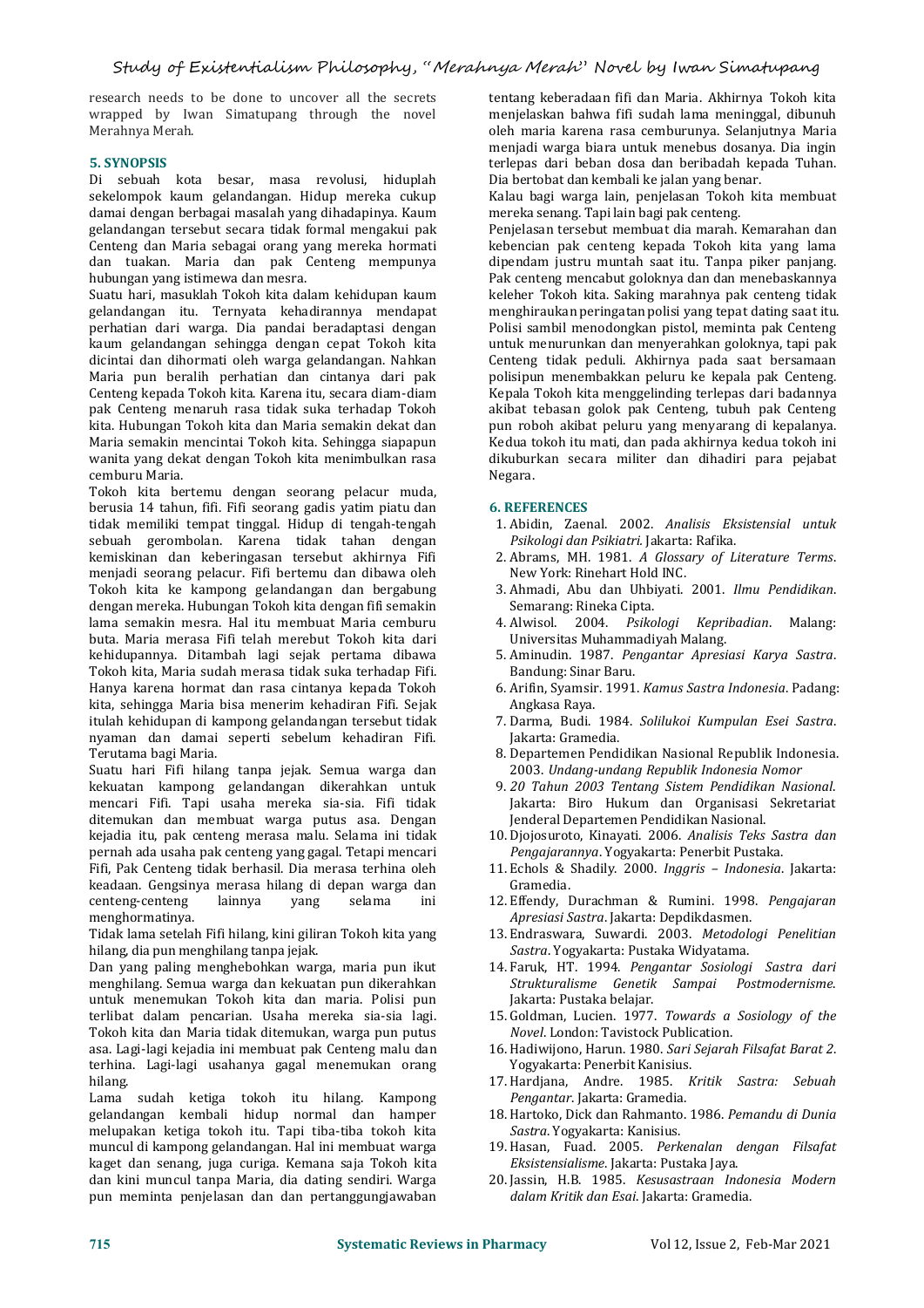research needs to be done to uncover all the secrets wrapped by Iwan Simatupang through the novel Merahnya Merah.

## 5. SYNOPSIS

Di sebuah kota besar, masa revolusi, hiduplah sekelompok kaum gelandangan. Hidup mereka cukup damai dengan berbagai masalah yang dihadapinya. Kaum gelandangan tersebut secara tidak formal mengakui pak Centeng dan Maria sebagai orang yang mereka hormati dan tuakan. Maria dan pak Centeng mempunya hubungan yang istimewa dan mesra.

Suatu hari, masuklah Tokoh kita dalam kehidupan kaum gelandangan itu. Ternyata kehadirannya mendapat perhatian dari warga. Dia pandai beradaptasi dengan kaum gelandangan sehingga dengan cepat Tokoh kita dicintai dan dihormati oleh warga gelandangan. Nahkan Maria pun beralih perhatian dan cintanya dari pak Centeng kepada Tokoh kita. Karena itu, secara diam-diam pak Centeng menaruh rasa tidak suka terhadap Tokoh kita. Hubungan Tokoh kita dan Maria semakin dekat dan Maria semakin mencintai Tokoh kita. Sehingga siapapun wanita yang dekat dengan Tokoh kita menimbulkan rasa cemburu Maria.

Tokoh kita bertemu dengan seorang pelacur muda, berusia 14 tahun, fifi. Fifi seorang gadis yatim piatu dan tidak memiliki tempat tinggal. Hidup di tengah-tengah sebuah gerombolan. Karena tidak tahan dengan kemiskinan dan keberingasan tersebut akhirnya Fifi menjadi seorang pelacur. Fifi bertemu dan dibawa oleh Tokoh kita ke kampong gelandangan dan bergabung dengan mereka. Hubungan Tokoh kita dengan fifi semakin lama semakin mesra. Hal itu membuat Maria cemburu buta. Maria merasa Fifi telah merebut Tokoh kita dari kehidupannya. Ditambah lagi sejak pertama dibawa Tokoh kita, Maria sudah merasa tidak suka terhadap Fifi. Hanya karena hormat dan rasa cintanya kepada Tokoh kita, sehingga Maria bisa menerim kehadiran Fifi. Sejak itulah kehidupan di kampong gelandangan tersebut tidak nyaman dan damai seperti sebelum kehadiran Fifi. Terutama bagi Maria.

Suatu hari Fifi hilang tanpa jejak. Semua warga dan kekuatan kampong gelandangan dikerahkan untuk mencari Fifi. Tapi usaha mereka sia-sia. Fifi tidak ditemukan dan membuat warga putus asa. Dengan kejadia itu, pak centeng merasa malu. Selama ini tidak pernah ada usaha pak centeng yang gagal. Tetapi mencari Fifi, Pak Centeng tidak berhasil. Dia merasa terhina oleh keadaan. Gengsinya merasa hilang di depan warga dan centeng-centeng lainnya yang selama ini menghormatinya.

Tidak lama setelah Fifi hilang, kini giliran Tokoh kita yang hilang, dia pun menghilang tanpa jejak.

Dan yang paling menghebohkan warga, maria pun ikut menghilang. Semua warga dan kekuatan pun dikerahkan untuk menemukan Tokoh kita dan maria. Polisi pun terlibat dalam pencarian. Usaha mereka sia-sia lagi. Tokoh kita dan Maria tidak ditemukan, warga pun putus asa. Lagi-lagi kejadia ini membuat pak Centeng malu dan terhina. Lagi-lagi usahanya gagal menemukan orang hilang.

Lama sudah ketiga tokoh itu hilang. Kampong gelandangan kembali hidup normal dan hamper melupakan ketiga tokoh itu. Tapi tiba-tiba tokoh kita muncul di kampong gelandangan. Hal ini membuat warga kaget dan senang, juga curiga. Kemana saja Tokoh kita dan kini muncul tanpa Maria, dia dating sendiri. Warga pun meminta penjelasan dan dan pertanggungjawaban tentang keberadaan fifi dan Maria. Akhirnya Tokoh kita menjelaskan bahwa fifi sudah lama meninggal, dibunuh oleh maria karena rasa cemburunya. Selanjutnya Maria menjadi warga biara untuk menebus dosanya. Dia ingin terlepas dari beban dosa dan beribadah kepada Tuhan. Dia bertobat dan kembali ke jalan yang benar.

Kalau bagi warga lain, penjelasan Tokoh kita membuat mereka senang. Tapi lain bagi pak centeng.

Penjelasan tersebut membuat dia marah. Kemarahan dan kebencian pak centeng kepada Tokoh kita yang lama dipendam justru muntah saat itu. Tanpa piker panjang. Pak centeng mencabut goloknya dan dan menebaskannya keleher Tokoh kita. Saking marahnya pak centeng tidak menghiraukan peringatan polisi yang tepat dating saat itu. Polisi sambil menodongkan pistol, meminta pak Centeng untuk menurunkan dan menyerahkan goloknya, tapi pak Centeng tidak peduli. Akhirnya pada saat bersamaan polisipun menembakkan peluru ke kepala pak Centeng. Kepala Tokoh kita menggelinding terlepas dari badannya akibat tebasan golok pak Centeng, tubuh pak Centeng pun roboh akibat peluru yang menyarang di kepalanya. Kedua tokoh itu mati, dan pada akhirnya kedua tokoh ini dikuburkan secara militer dan dihadiri para pejabat Negara.

## 6. REFERENCES

1. Abidin, Zaenal. 2002. *Analisis Eksistensial untuk Psikologi dan Psikiatri.* Jakarta: Rafika.
2. Abrams, MH. 1981. *A Glossary of Literature Terms*. New York: Rinehart Hold INC.
3. Ahmadi, Abu dan Uhbiyati. 2001. *Ilmu Pendidikan*. Semarang: Rineka Cipta.
4. Alwisol. 2004. *Psikologi Kepribadian*. Malang: Universitas Muhammadiyah Malang.
5. Aminudin. 1987. *Pengantar Apresiasi Karya Sastra*. Bandung: Sinar Baru.
6. Arifin, Syamsir. 1991. *Kamus Sastra Indonesia*. Padang: Angkasa Raya.
7. Darma, Budi. 1984. *Solilukoi Kumpulan Esei Sastra*. Jakarta: Gramedia.
8. Departemen Pendidikan Nasional Republik Indonesia. 2003. *Undang-undang Republik Indonesia Nomor*
9. *20 Tahun 2003 Tentang Sistem Pendidikan Nasional*. Jakarta: Biro Hukum dan Organisasi Sekretariat Jenderal Departemen Pendidikan Nasional.
10. Djojosuroto, Kinayati. 2006. *Analisis Teks Sastra dan Pengajarannya*. Yogyakarta: Penerbit Pustaka.
11. Echols & Shadily. 2000. *Inggris – Indonesia*. Jakarta: Gramedia.
12. Effendy, Durachman & Rumini. 1998. *Pengajaran Apresiasi Sastra*. Jakarta: Depdikdasmen.
13. Endraswara, Suwardi. 2003. *Metodologi Penelitian Sastra*. Yogyakarta: Pustaka Widyatama.
14. Faruk, HT. 1994. *Pengantar Sosiologi Sastra dari Strukturalisme Genetik Sampai Postmodernisme.* Jakarta: Pustaka belajar.
15. Goldman, Lucien. 1977. *Towards a Sociology of the Novel*. London: Tavistock Publication.
16. Hadiwijono, Harun. 1980. *Sari Sejarah Filsafat Barat 2*. Yogyakarta: Penerbit Kanisius.
17. Hardjana, Andre. 1985. *Kritik Sastra: Sebuah Pengantar*. Jakarta: Gramedia.
18. Hartoko, Dick dan Rahmanto. 1986. *Pemandu di Dunia Sastra*. Yogyakarta: Kanisius.
19. Hasan, Fuad. 2005. *Perkenalan dengan Filsafat Eksistensialisme*. Jakarta: Pustaka Jaya.
20. Jassin, H.B. 1985. *Kesusastraan Indonesia Modern dalam Kritik dan Esai*. Jakarta: Gramedia.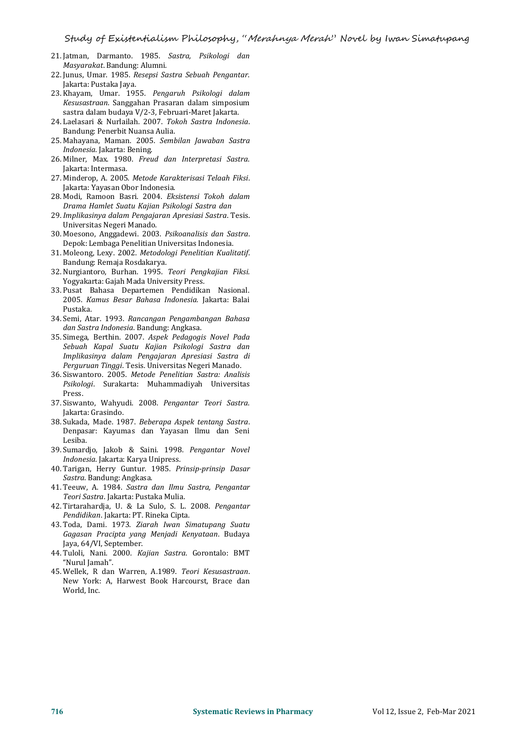21. Jatman, Darmanto. 1985. *Sastra, Psikologi dan Masyarakat*. Bandung: Alumni.
22. Junus, Umar. 1985. *Resepsi Sastra Sebuah Pengantar*. Jakarta: Pustaka Jaya.
23. Khayam, Umar. 1955. *Pengaruh Psikologi dalam Kesusastraan*. Sanggahan Prasaran dalam simposium sastra dalam budaya V/2-3, Februari-Maret Jakarta.
24. Laelasari & Nurlailah. 2007. *Tokoh Sastra Indonesia*. Bandung: Penerbit Nuansa Aulia.
25. Mahayana, Maman. 2005. *Sembilan Jawaban Sastra Indonesia*. Jakarta: Bening.
26. Milner, Max. 1980. *Freud dan Interpretasi Sastra*. Jakarta: Intermasa.
27. Minderop, A. 2005. *Metode Karakterisasi Telaah Fiksi*. Jakarta: Yayasan Obor Indonesia.
28. Modi, Ramoon Basri. 2004. *Eksistensi Tokoh dalam Drama Hamlet Suatu Kajian Psikologi Sastra dan*
29. *Implikasinya dalam Pengajaran Apresiasi Sastra*. Tesis. Universitas Negeri Manado.
30. Moesono, Anggadewi. 2003. *Psikoanalisis dan Sastra*. Depok: Lembaga Penelitian Universitas Indonesia.
31. Moleong, Lexy. 2002. *Metodologi Penelitian Kualitatif*. Bandung: Remaja Rosdakarya.
32. Nurgiantoro, Burhan. 1995. *Teori Pengkajian Fiksi*. Yogyakarta: Gajah Mada University Press.
33. Pusat Bahasa Departemen Pendidikan Nasional. 2005. *Kamus Besar Bahasa Indonesia*. Jakarta: Balai Pustaka.
34. Semi, Atar. 1993. *Rancangan Pengambangan Bahasa dan Sastra Indonesia*. Bandung: Angkasa.
35. Simega, Berthin. 2007. *Aspek Pedagogis Novel Pada Sebuah Kapal Suatu Kajian Psikologi Sastra dan Implikasinya dalam Pengajaran Apresiasi Sastra di Perguruan Tinggi*. Tesis. Universitas Negeri Manado.
36. Siswantoro. 2005. *Metode Penelitian Sastra: Analisis Psikologi*. Surakarta: Muhammadiyah Universitas Press.
37. Siswanto, Wahyudi. 2008. *Pengantar Teori Sastra*. Jakarta: Grasindo.
38. Sukada, Made. 1987. *Beberapa Aspek tentang Sastra*. Denpasar: Kayumas dan Yayasan Ilmu dan Seni Lesiba.
39. Sumardjo, Jakob & Saini. 1998. *Pengantar Novel Indonesia*. Jakarta: Karya Unipress.
40. Tarigan, Herry Guntur. 1985. *Prinsip-prinsip Dasar Sastra*. Bandung: Angkasa.
41. Teeuw, A. 1984. *Sastra dan Ilmu Sastra, Pengantar Teori Sastra*. Jakarta: Pustaka Mulia.
42. Tirtarahardja, U. & La Sulo, S. L. 2008. *Pengantar Pendidikan*. Jakarta: PT. Rineka Cipta.
43. Toda, Dami. 1973. *Ziarah Iwan Simatupang Suatu Gagasan Pracipta yang Menjadi Kenyataan*. Budaya Jaya, 64/VI, September.
44. Tuloli, Nani. 2000. *Kajian Sastra*. Gorontalo: BMT "Nurul Jamah".
45. Wellek, R dan Warren, A.1989. *Teori Kesusastraan*. New York: A, Harwest Book Harcourst, Brace dan World, Inc.